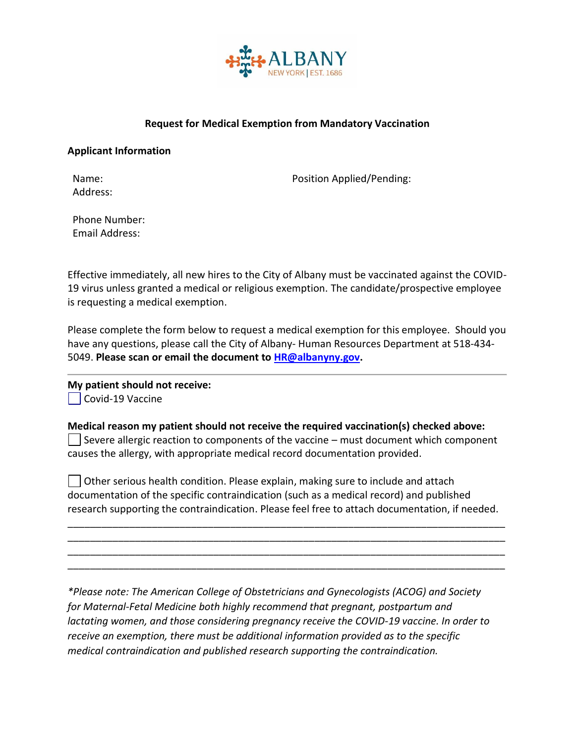ALBANY
NEW YORK | EST. 1686

**Request for Medical Exemption from Mandatory Vaccination**

**Applicant Information**

Name:
Address:

Position Applied/Pending:

Phone Number:
Email Address:

Effective immediately, all new hires to the City of Albany must be vaccinated against the COVID-19 virus unless granted a medical or religious exemption. The candidate/prospective employee is requesting a medical exemption.

Please complete the form below to request a medical exemption for this employee. Should you have any questions, please call the City of Albany- Human Resources Department at 518-434-5049. **Please scan or email the document to [HR@albanyny.gov](mailto:HR@albanyny.gov).**

---

**My patient should not receive:**

☐ Covid-19 Vaccine

**Medical reason my patient should not receive the required vaccination(s) checked above:**

☐ Severe allergic reaction to components of the vaccine – must document which component causes the allergy, with appropriate medical record documentation provided.

☐ Other serious health condition. Please explain, making sure to include and attach documentation of the specific contraindication (such as a medical record) and published research supporting the contraindication. Please feel free to attach documentation, if needed.

\_\_\_\_\_\_\_\_\_\_\_\_\_\_\_\_\_\_\_\_\_\_\_\_\_\_\_\_\_\_\_\_\_\_\_\_\_\_\_\_\_\_\_\_\_\_\_\_\_\_\_\_\_\_\_\_\_\_\_\_\_\_\_\_\_\_\_\_\_\_\_\_\_\_\_\_\_\_

\_\_\_\_\_\_\_\_\_\_\_\_\_\_\_\_\_\_\_\_\_\_\_\_\_\_\_\_\_\_\_\_\_\_\_\_\_\_\_\_\_\_\_\_\_\_\_\_\_\_\_\_\_\_\_\_\_\_\_\_\_\_\_\_\_\_\_\_\_\_\_\_\_\_\_\_\_\_

\_\_\_\_\_\_\_\_\_\_\_\_\_\_\_\_\_\_\_\_\_\_\_\_\_\_\_\_\_\_\_\_\_\_\_\_\_\_\_\_\_\_\_\_\_\_\_\_\_\_\_\_\_\_\_\_\_\_\_\_\_\_\_\_\_\_\_\_\_\_\_\_\_\_\_\_\_\_

\_\_\_\_\_\_\_\_\_\_\_\_\_\_\_\_\_\_\_\_\_\_\_\_\_\_\_\_\_\_\_\_\_\_\_\_\_\_\_\_\_\_\_\_\_\_\_\_\_\_\_\_\_\_\_\_\_\_\_\_\_\_\_\_\_\_\_\_\_\_\_\_\_\_\_\_\_\_

*\*Please note: The American College of Obstetricians and Gynecologists (ACOG) and Society for Maternal-Fetal Medicine both highly recommend that pregnant, postpartum and lactating women, and those considering pregnancy receive the COVID-19 vaccine. In order to receive an exemption, there must be additional information provided as to the specific medical contraindication and published research supporting the contraindication.*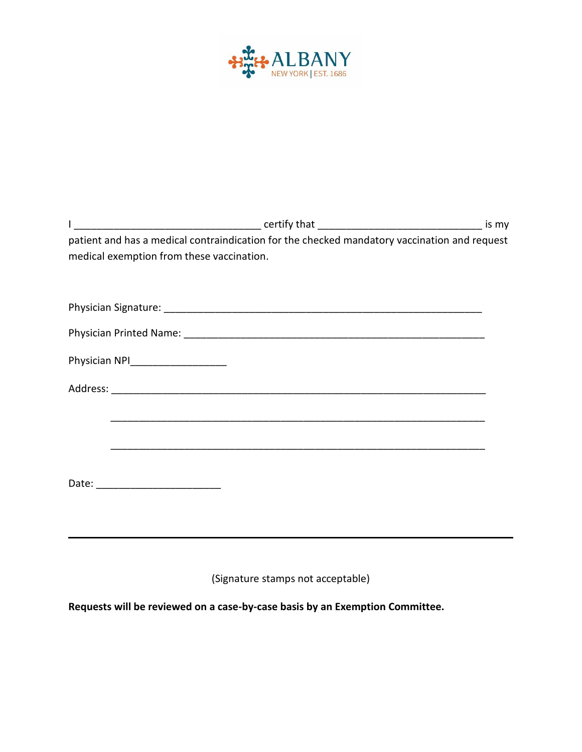ALBANY
NEW YORK | EST. 1686

I ________________________________ certify that ____________________________ is my patient and has a medical contraindication for the checked mandatory vaccination and request medical exemption from these vaccination.

Physician Signature: _______________________________________________________

Physician Printed Name: ____________________________________________________

Physician NPI________________

Address: _________________________________________________________________

_________________________________________________________________

_________________________________________________________________

Date: _____________________

---

(Signature stamps not acceptable)

**Requests will be reviewed on a case-by-case basis by an Exemption Committee.**